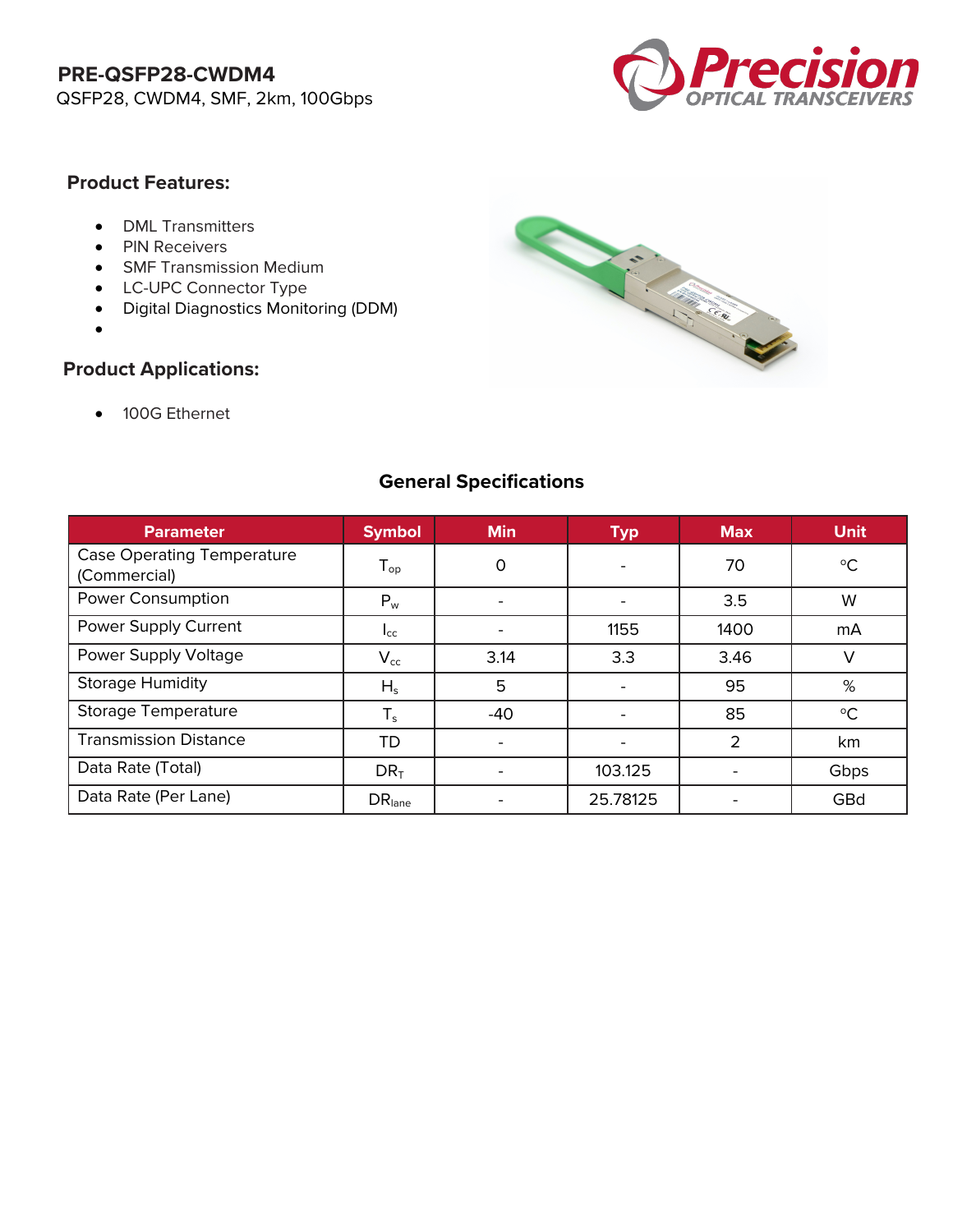# PRE-QSFP28-CWDM4

QSFP28, CWDM4, SMF, 2km, 100Gbps

### Product Features:

- DML Transmitters
- PIN Receivers
- SMF Transmission Medium
- LC-UPC Connector Type
- Digital Diagnostics Monitoring (DDM)
-

### Product Applications:

- 100G Ethernet

## General Specifications

| Parameter | Symbol | Min | Typ | Max | Unit |
|---|---|---|---|---|---|
| Case Operating Temperature (Commercial) | $T_{op}$ | 0 | - | 70 | °C |
| Power Consumption | $P_w$ | - | - | 3.5 | W |
| Power Supply Current | $I_{cc}$ | - | 1155 | 1400 | mA |
| Power Supply Voltage | $V_{cc}$ | 3.14 | 3.3 | 3.46 | V |
| Storage Humidity | $H_s$ | 5 | - | 95 | % |
| Storage Temperature | $T_s$ | -40 | - | 85 | °C |
| Transmission Distance | TD | - | - | 2 | km |
| Data Rate (Total) | $DR_T$ | - | 103.125 | - | Gbps |
| Data Rate (Per Lane) | $DR_{lane}$ | - | 25.78125 | - | GBd |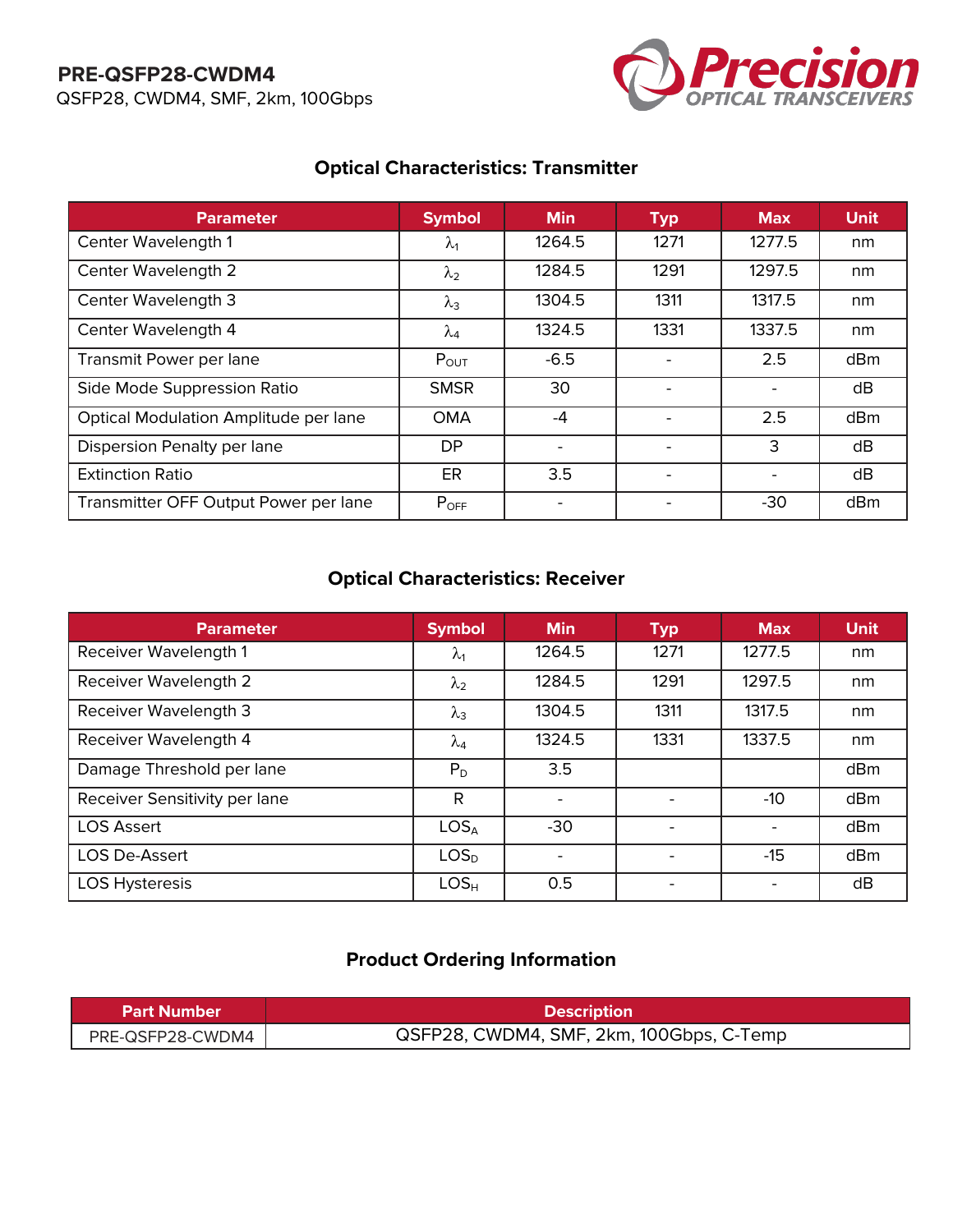**PRE-QSFP28-CWDM4**
QSFP28, CWDM4, SMF, 2km, 100Gbps

## Optical Characteristics: Transmitter

| Parameter | Symbol | Min | Typ | Max | Unit |
|---|---|---|---|---|---|
| Center Wavelength 1 | $\lambda_1$ | 1264.5 | 1271 | 1277.5 | nm |
| Center Wavelength 2 | $\lambda_2$ | 1284.5 | 1291 | 1297.5 | nm |
| Center Wavelength 3 | $\lambda_3$ | 1304.5 | 1311 | 1317.5 | nm |
| Center Wavelength 4 | $\lambda_4$ | 1324.5 | 1331 | 1337.5 | nm |
| Transmit Power per lane | $P_{OUT}$ | -6.5 | - | 2.5 | dBm |
| Side Mode Suppression Ratio | SMSR | 30 | - | - | dB |
| Optical Modulation Amplitude per lane | OMA | -4 | - | 2.5 | dBm |
| Dispersion Penalty per lane | DP | - | - | 3 | dB |
| Extinction Ratio | ER | 3.5 | - | - | dB |
| Transmitter OFF Output Power per lane | $P_{OFF}$ | - | - | -30 | dBm |

## Optical Characteristics: Receiver

| Parameter | Symbol | Min | Typ | Max | Unit |
|---|---|---|---|---|---|
| Receiver Wavelength 1 | $\lambda_1$ | 1264.5 | 1271 | 1277.5 | nm |
| Receiver Wavelength 2 | $\lambda_2$ | 1284.5 | 1291 | 1297.5 | nm |
| Receiver Wavelength 3 | $\lambda_3$ | 1304.5 | 1311 | 1317.5 | nm |
| Receiver Wavelength 4 | $\lambda_4$ | 1324.5 | 1331 | 1337.5 | nm |
| Damage Threshold per lane | $P_D$ | 3.5 | | | dBm |
| Receiver Sensitivity per lane | R | - | - | -10 | dBm |
| LOS Assert | $LOS_A$ | -30 | - | - | dBm |
| LOS De-Assert | $LOS_D$ | - | - | -15 | dBm |
| LOS Hysteresis | $LOS_H$ | 0.5 | - | - | dB |

## Product Ordering Information

| Part Number | Description |
|---|---|
| PRE-QSFP28-CWDM4 | QSFP28, CWDM4, SMF, 2km, 100Gbps, C-Temp |